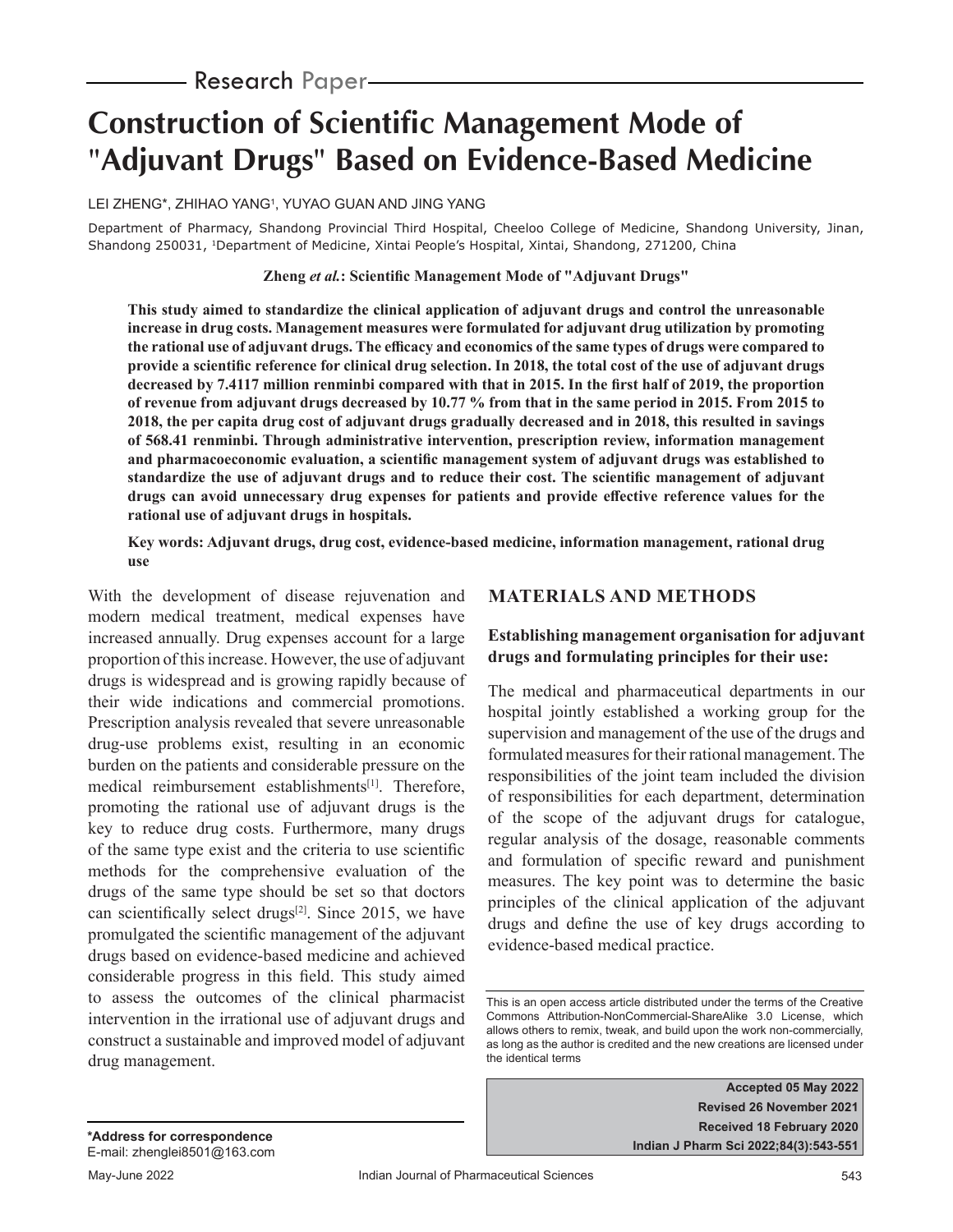Research Paper

# Construction of Scientific Management Mode of "Adjuvant Drugs" Based on Evidence-Based Medicine

LEI ZHENG*, ZHIHAO YANG[1], YUYAO GUAN AND JING YANG

Department of Pharmacy, Shandong Provincial Third Hospital, Cheeloo College of Medicine, Shandong University, Jinan, Shandong 250031, [1]Department of Medicine, Xintai People's Hospital, Xintai, Shandong, 271200, China

**Zheng *et al.*: Scientific Management Mode of "Adjuvant Drugs"**

**This study aimed to standardize the clinical application of adjuvant drugs and control the unreasonable increase in drug costs. Management measures were formulated for adjuvant drug utilization by promoting the rational use of adjuvant drugs. The efficacy and economics of the same types of drugs were compared to provide a scientific reference for clinical drug selection. In 2018, the total cost of the use of adjuvant drugs decreased by 7.4117 million renminbi compared with that in 2015. In the first half of 2019, the proportion of revenue from adjuvant drugs decreased by 10.77 % from that in the same period in 2015. From 2015 to 2018, the per capita drug cost of adjuvant drugs gradually decreased and in 2018, this resulted in savings of 568.41 renminbi. Through administrative intervention, prescription review, information management and pharmacoeconomic evaluation, a scientific management system of adjuvant drugs was established to standardize the use of adjuvant drugs and to reduce their cost. The scientific management of adjuvant drugs can avoid unnecessary drug expenses for patients and provide effective reference values for the rational use of adjuvant drugs in hospitals.**

**Key words: Adjuvant drugs, drug cost, evidence-based medicine, information management, rational drug use**

With the development of disease rejuvenation and modern medical treatment, medical expenses have increased annually. Drug expenses account for a large proportion of this increase. However, the use of adjuvant drugs is widespread and is growing rapidly because of their wide indications and commercial promotions. Prescription analysis revealed that severe unreasonable drug-use problems exist, resulting in an economic burden on the patients and considerable pressure on the medical reimbursement establishments[1]. Therefore, promoting the rational use of adjuvant drugs is the key to reduce drug costs. Furthermore, many drugs of the same type exist and the criteria to use scientific methods for the comprehensive evaluation of the drugs of the same type should be set so that doctors can scientifically select drugs[2]. Since 2015, we have promulgated the scientific management of the adjuvant drugs based on evidence-based medicine and achieved considerable progress in this field. This study aimed to assess the outcomes of the clinical pharmacist intervention in the irrational use of adjuvant drugs and construct a sustainable and improved model of adjuvant drug management.

## MATERIALS AND METHODS

### Establishing management organisation for adjuvant drugs and formulating principles for their use:

The medical and pharmaceutical departments in our hospital jointly established a working group for the supervision and management of the use of the drugs and formulated measures for their rational management. The responsibilities of the joint team included the division of responsibilities for each department, determination of the scope of the adjuvant drugs for catalogue, regular analysis of the dosage, reasonable comments and formulation of specific reward and punishment measures. The key point was to determine the basic principles of the clinical application of the adjuvant drugs and define the use of key drugs according to evidence-based medical practice.

This is an open access article distributed under the terms of the Creative Commons Attribution-NonCommercial-ShareAlike 3.0 License, which allows others to remix, tweak, and build upon the work non-commercially, as long as the author is credited and the new creations are licensed under the identical terms

**Accepted 05 May 2022**
**Revised 26 November 2021**
**Received 18 February 2020**

***Address for correspondence**
E-mail: zhenglei8501@163.com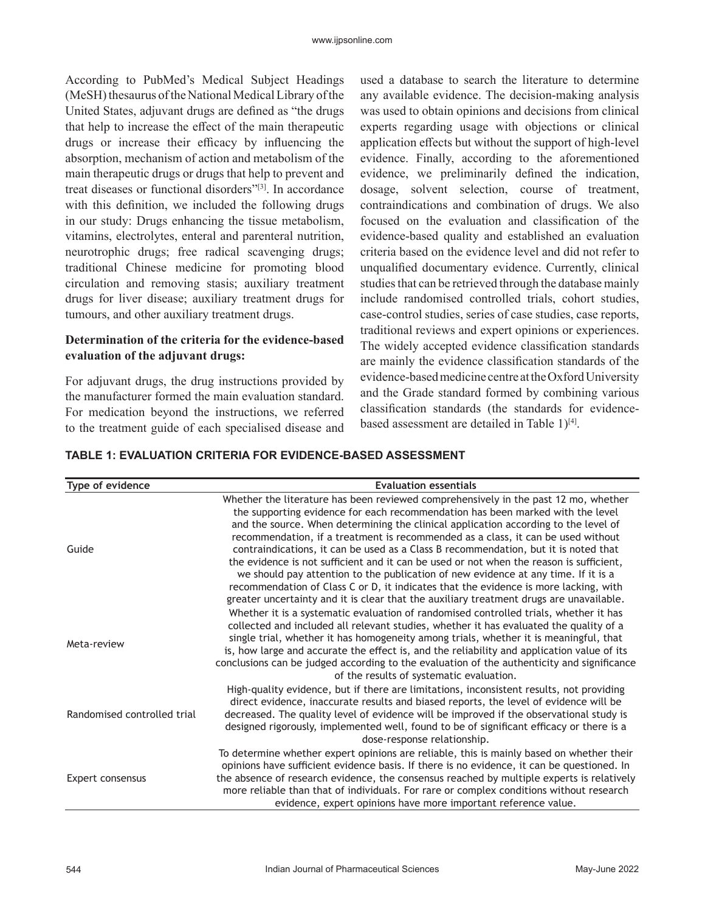According to PubMed's Medical Subject Headings (MeSH) thesaurus of the National Medical Library of the United States, adjuvant drugs are defined as "the drugs that help to increase the effect of the main therapeutic drugs or increase their efficacy by influencing the absorption, mechanism of action and metabolism of the main therapeutic drugs or drugs that help to prevent and treat diseases or functional disorders"[3]. In accordance with this definition, we included the following drugs in our study: Drugs enhancing the tissue metabolism, vitamins, electrolytes, enteral and parenteral nutrition, neurotrophic drugs; free radical scavenging drugs; traditional Chinese medicine for promoting blood circulation and removing stasis; auxiliary treatment drugs for liver disease; auxiliary treatment drugs for tumours, and other auxiliary treatment drugs.

**Determination of the criteria for the evidence-based evaluation of the adjuvant drugs:**

For adjuvant drugs, the drug instructions provided by the manufacturer formed the main evaluation standard. For medication beyond the instructions, we referred to the treatment guide of each specialised disease and used a database to search the literature to determine any available evidence. The decision-making analysis was used to obtain opinions and decisions from clinical experts regarding usage with objections or clinical application effects but without the support of high-level evidence. Finally, according to the aforementioned evidence, we preliminarily defined the indication, dosage, solvent selection, course of treatment, contraindications and combination of drugs. We also focused on the evaluation and classification of the evidence-based quality and established an evaluation criteria based on the evidence level and did not refer to unqualified documentary evidence. Currently, clinical studies that can be retrieved through the database mainly include randomised controlled trials, cohort studies, case-control studies, series of case studies, case reports, traditional reviews and expert opinions or experiences. The widely accepted evidence classification standards are mainly the evidence classification standards of the evidence-based medicine centre at the Oxford University and the Grade standard formed by combining various classification standards (the standards for evidence-based assessment are detailed in Table 1)[4].

**TABLE 1: EVALUATION CRITERIA FOR EVIDENCE-BASED ASSESSMENT**

| Type of evidence | Evaluation essentials |
|---|---|
| Guide | Whether the literature has been reviewed comprehensively in the past 12 mo, whether the supporting evidence for each recommendation has been marked with the level and the source. When determining the clinical application according to the level of recommendation, if a treatment is recommended as a class, it can be used without contraindications, it can be used as a Class B recommendation, but it is noted that the evidence is not sufficient and it can be used or not when the reason is sufficient, we should pay attention to the publication of new evidence at any time. If it is a recommendation of Class C or D, it indicates that the evidence is more lacking, with greater uncertainty and it is clear that the auxiliary treatment drugs are unavailable. |
| Meta-review | Whether it is a systematic evaluation of randomised controlled trials, whether it has collected and included all relevant studies, whether it has evaluated the quality of a single trial, whether it has homogeneity among trials, whether it is meaningful, that is, how large and accurate the effect is, and the reliability and application value of its conclusions can be judged according to the evaluation of the authenticity and significance of the results of systematic evaluation. |
| Randomised controlled trial | High-quality evidence, but if there are limitations, inconsistent results, not providing direct evidence, inaccurate results and biased reports, the level of evidence will be decreased. The quality level of evidence will be improved if the observational study is designed rigorously, implemented well, found to be of significant efficacy or there is a dose-response relationship. |
| Expert consensus | To determine whether expert opinions are reliable, this is mainly based on whether their opinions have sufficient evidence basis. If there is no evidence, it can be questioned. In the absence of research evidence, the consensus reached by multiple experts is relatively more reliable than that of individuals. For rare or complex conditions without research evidence, expert opinions have more important reference value. |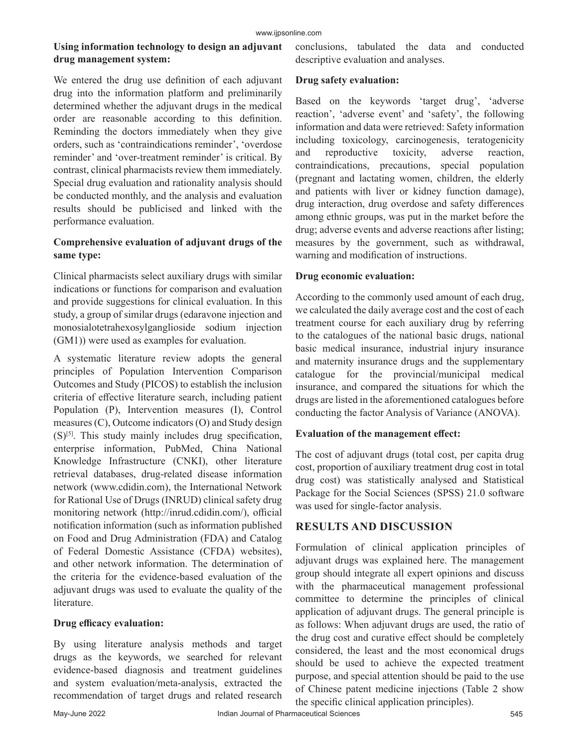**Using information technology to design an adjuvant drug management system:**

We entered the drug use definition of each adjuvant drug into the information platform and preliminarily determined whether the adjuvant drugs in the medical order are reasonable according to this definition. Reminding the doctors immediately when they give orders, such as 'contraindications reminder', 'overdose reminder' and 'over-treatment reminder' is critical. By contrast, clinical pharmacists review them immediately. Special drug evaluation and rationality analysis should be conducted monthly, and the analysis and evaluation results should be publicised and linked with the performance evaluation.

**Comprehensive evaluation of adjuvant drugs of the same type:**

Clinical pharmacists select auxiliary drugs with similar indications or functions for comparison and evaluation and provide suggestions for clinical evaluation. In this study, a group of similar drugs (edaravone injection and monosialotetrahexosylganglioside sodium injection (GM1)) were used as examples for evaluation.

A systematic literature review adopts the general principles of Population Intervention Comparison Outcomes and Study (PICOS) to establish the inclusion criteria of effective literature search, including patient Population (P), Intervention measures (I), Control measures (C), Outcome indicators (O) and Study design (S)[5]. This study mainly includes drug specification, enterprise information, PubMed, China National Knowledge Infrastructure (CNKI), other literature retrieval databases, drug-related disease information network (www.cdidin.com), the International Network for Rational Use of Drugs (INRUD) clinical safety drug monitoring network (http://inrud.cdidin.com/), official notification information (such as information published on Food and Drug Administration (FDA) and Catalog of Federal Domestic Assistance (CFDA) websites), and other network information. The determination of the criteria for the evidence-based evaluation of the adjuvant drugs was used to evaluate the quality of the literature.

**Drug efficacy evaluation:**

By using literature analysis methods and target drugs as the keywords, we searched for relevant evidence-based diagnosis and treatment guidelines and system evaluation/meta-analysis, extracted the recommendation of target drugs and related research conclusions, tabulated the data and conducted descriptive evaluation and analyses.

**Drug safety evaluation:**

Based on the keywords 'target drug', 'adverse reaction', 'adverse event' and 'safety', the following information and data were retrieved: Safety information including toxicology, carcinogenesis, teratogenicity and reproductive toxicity, adverse reaction, contraindications, precautions, special population (pregnant and lactating women, children, the elderly and patients with liver or kidney function damage), drug interaction, drug overdose and safety differences among ethnic groups, was put in the market before the drug; adverse events and adverse reactions after listing; measures by the government, such as withdrawal, warning and modification of instructions.

**Drug economic evaluation:**

According to the commonly used amount of each drug, we calculated the daily average cost and the cost of each treatment course for each auxiliary drug by referring to the catalogues of the national basic drugs, national basic medical insurance, industrial injury insurance and maternity insurance drugs and the supplementary catalogue for the provincial/municipal medical insurance, and compared the situations for which the drugs are listed in the aforementioned catalogues before conducting the factor Analysis of Variance (ANOVA).

**Evaluation of the management effect:**

The cost of adjuvant drugs (total cost, per capita drug cost, proportion of auxiliary treatment drug cost in total drug cost) was statistically analysed and Statistical Package for the Social Sciences (SPSS) 21.0 software was used for single-factor analysis.

## RESULTS AND DISCUSSION

Formulation of clinical application principles of adjuvant drugs was explained here. The management group should integrate all expert opinions and discuss with the pharmaceutical management professional committee to determine the principles of clinical application of adjuvant drugs. The general principle is as follows: When adjuvant drugs are used, the ratio of the drug cost and curative effect should be completely considered, the least and the most economical drugs should be used to achieve the expected treatment purpose, and special attention should be paid to the use of Chinese patent medicine injections (Table 2 show the specific clinical application principles).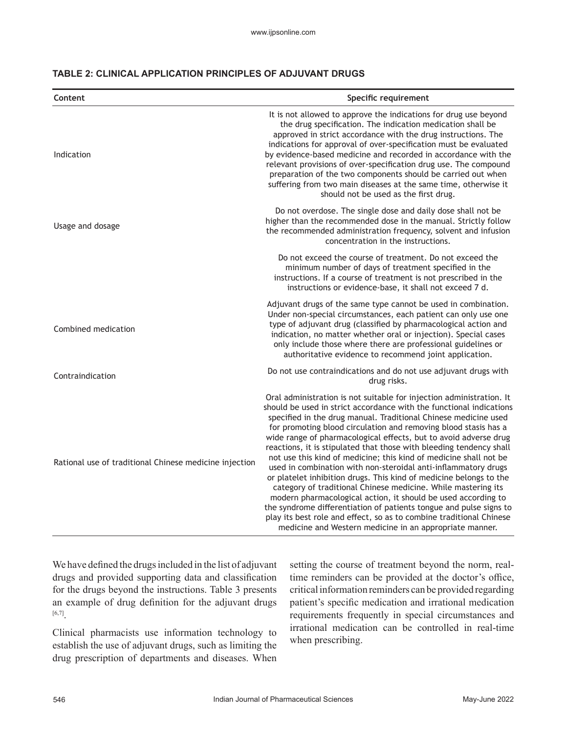**TABLE 2: CLINICAL APPLICATION PRINCIPLES OF ADJUVANT DRUGS**

| Content | Specific requirement |
|---|---|
| Indication | It is not allowed to approve the indications for drug use beyond the drug specification. The indication medication shall be approved in strict accordance with the drug instructions. The indications for approval of over-specification must be evaluated by evidence-based medicine and recorded in accordance with the relevant provisions of over-specification drug use. The compound preparation of the two components should be carried out when suffering from two main diseases at the same time, otherwise it should not be used as the first drug. |
| Usage and dosage | Do not overdose. The single dose and daily dose shall not be higher than the recommended dose in the manual. Strictly follow the recommended administration frequency, solvent and infusion concentration in the instructions. |
| | Do not exceed the course of treatment. Do not exceed the minimum number of days of treatment specified in the instructions. If a course of treatment is not prescribed in the instructions or evidence-base, it shall not exceed 7 d. |
| Combined medication | Adjuvant drugs of the same type cannot be used in combination. Under non-special circumstances, each patient can only use one type of adjuvant drug (classified by pharmacological action and indication, no matter whether oral or injection). Special cases only include those where there are professional guidelines or authoritative evidence to recommend joint application. |
| Contraindication | Do not use contraindications and do not use adjuvant drugs with drug risks. |
| Rational use of traditional Chinese medicine injection | Oral administration is not suitable for injection administration. It should be used in strict accordance with the functional indications specified in the drug manual. Traditional Chinese medicine used for promoting blood circulation and removing blood stasis has a wide range of pharmacological effects, but to avoid adverse drug reactions, it is stipulated that those with bleeding tendency shall not use this kind of medicine; this kind of medicine shall not be used in combination with non-steroidal anti-inflammatory drugs or platelet inhibition drugs. This kind of medicine belongs to the category of traditional Chinese medicine. While mastering its modern pharmacological action, it should be used according to the syndrome differentiation of patients tongue and pulse signs to play its best role and effect, so as to combine traditional Chinese medicine and Western medicine in an appropriate manner. |

We have defined the drugs included in the list of adjuvant drugs and provided supporting data and classification for the drugs beyond the instructions. Table 3 presents an example of drug definition for the adjuvant drugs [6,7].

Clinical pharmacists use information technology to establish the use of adjuvant drugs, such as limiting the drug prescription of departments and diseases. When setting the course of treatment beyond the norm, real-time reminders can be provided at the doctor's office, critical information reminders can be provided regarding patient's specific medication and irrational medication requirements frequently in special circumstances and irrational medication can be controlled in real-time when prescribing.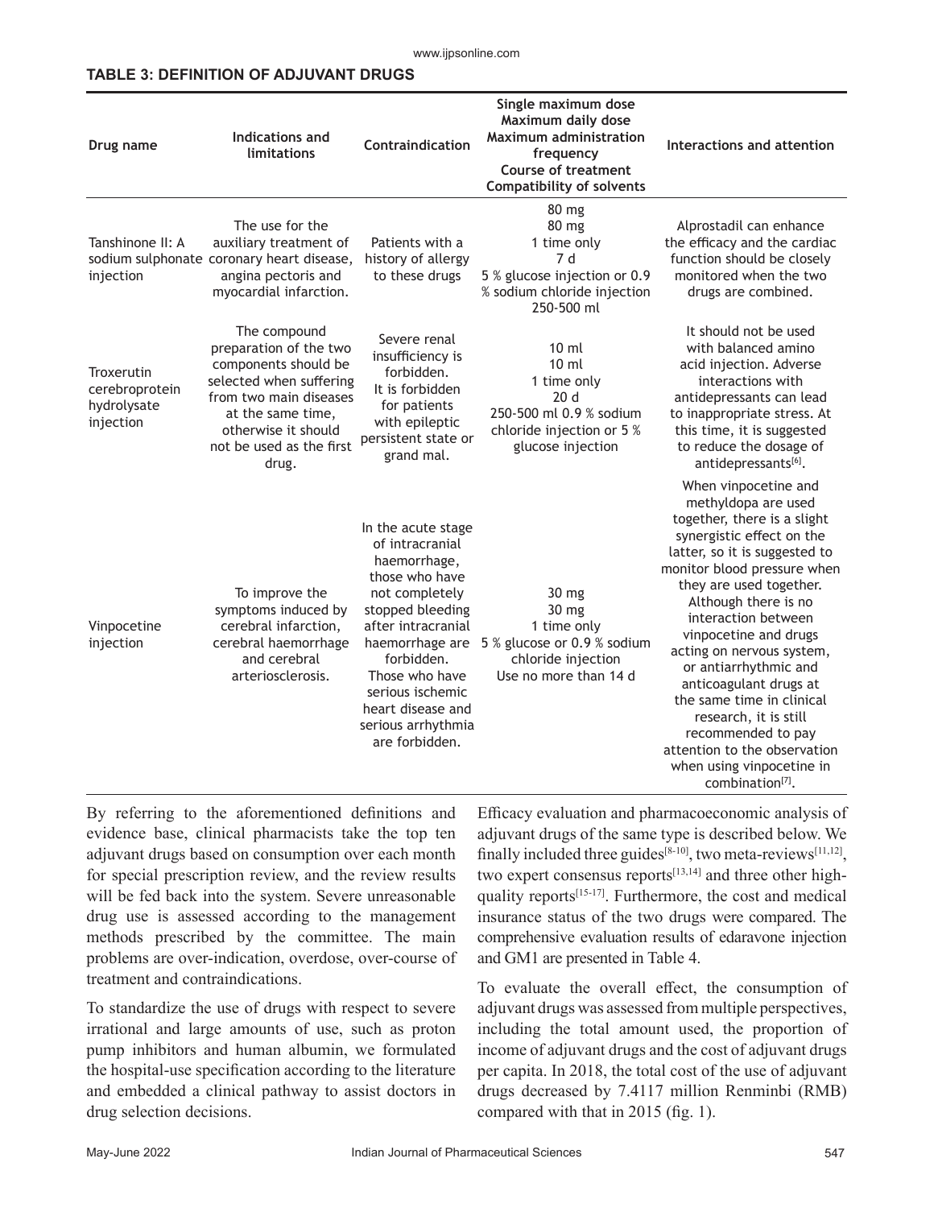**TABLE 3: DEFINITION OF ADJUVANT DRUGS**

| Drug name | Indications and limitations | Contraindication | Single maximum dose<br>Maximum daily dose<br>Maximum administration frequency<br>Course of treatment<br>Compatibility of solvents | Interactions and attention |
|---|---|---|---|---|
| Tanshinone II: A sodium sulphonate injection | The use for the auxiliary treatment of coronary heart disease, angina pectoris and myocardial infarction. | Patients with a history of allergy to these drugs | 80 mg<br>80 mg<br>1 time only<br>7 d<br>5 % glucose injection or 0.9 % sodium chloride injection 250-500 ml | Alprostadil can enhance the efficacy and the cardiac function should be closely monitored when the two drugs are combined. |
| Troxerutin cerebroprotein hydrolysate injection | The compound preparation of the two components should be selected when suffering from two main diseases at the same time, otherwise it should not be used as the first drug. | Severe renal insufficiency is forbidden. It is forbidden for patients with epileptic persistent state or grand mal. | 10 ml<br>10 ml<br>1 time only<br>20 d<br>250-500 ml 0.9 % sodium chloride injection or 5 % glucose injection | It should not be used with balanced amino acid injection. Adverse interactions with antidepressants can lead to inappropriate stress. At this time, it is suggested to reduce the dosage of antidepressants[6]. |
| Vinpocetine injection | To improve the symptoms induced by cerebral infarction, cerebral haemorrhage and cerebral arteriosclerosis. | In the acute stage of intracranial haemorrhage, those who have not completely stopped bleeding after intracranial haemorrhage are forbidden. Those who have serious ischemic heart disease and serious arrhythmia are forbidden. | 30 mg<br>30 mg<br>1 time only<br>5 % glucose or 0.9 % sodium chloride injection<br>Use no more than 14 d | When vinpocetine and methyldopa are used together, there is a slight synergistic effect on the latter, so it is suggested to monitor blood pressure when they are used together. Although there is no interaction between vinpocetine and drugs acting on nervous system, or antiarrhythmic and anticoagulant drugs at the same time in clinical research, it is still recommended to pay attention to the observation when using vinpocetine in combination[7]. |

By referring to the aforementioned definitions and evidence base, clinical pharmacists take the top ten adjuvant drugs based on consumption over each month for special prescription review, and the review results will be fed back into the system. Severe unreasonable drug use is assessed according to the management methods prescribed by the committee. The main problems are over-indication, overdose, over-course of treatment and contraindications.

To standardize the use of drugs with respect to severe irrational and large amounts of use, such as proton pump inhibitors and human albumin, we formulated the hospital-use specification according to the literature and embedded a clinical pathway to assist doctors in drug selection decisions.

Efficacy evaluation and pharmacoeconomic analysis of adjuvant drugs of the same type is described below. We finally included three guides[8-10], two meta-reviews[11,12], two expert consensus reports[13,14] and three other high-quality reports[15-17]. Furthermore, the cost and medical insurance status of the two drugs were compared. The comprehensive evaluation results of edaravone injection and GM1 are presented in Table 4.

To evaluate the overall effect, the consumption of adjuvant drugs was assessed from multiple perspectives, including the total amount used, the proportion of income of adjuvant drugs and the cost of adjuvant drugs per capita. In 2018, the total cost of the use of adjuvant drugs decreased by 7.4117 million Renminbi (RMB) compared with that in 2015 (fig. 1).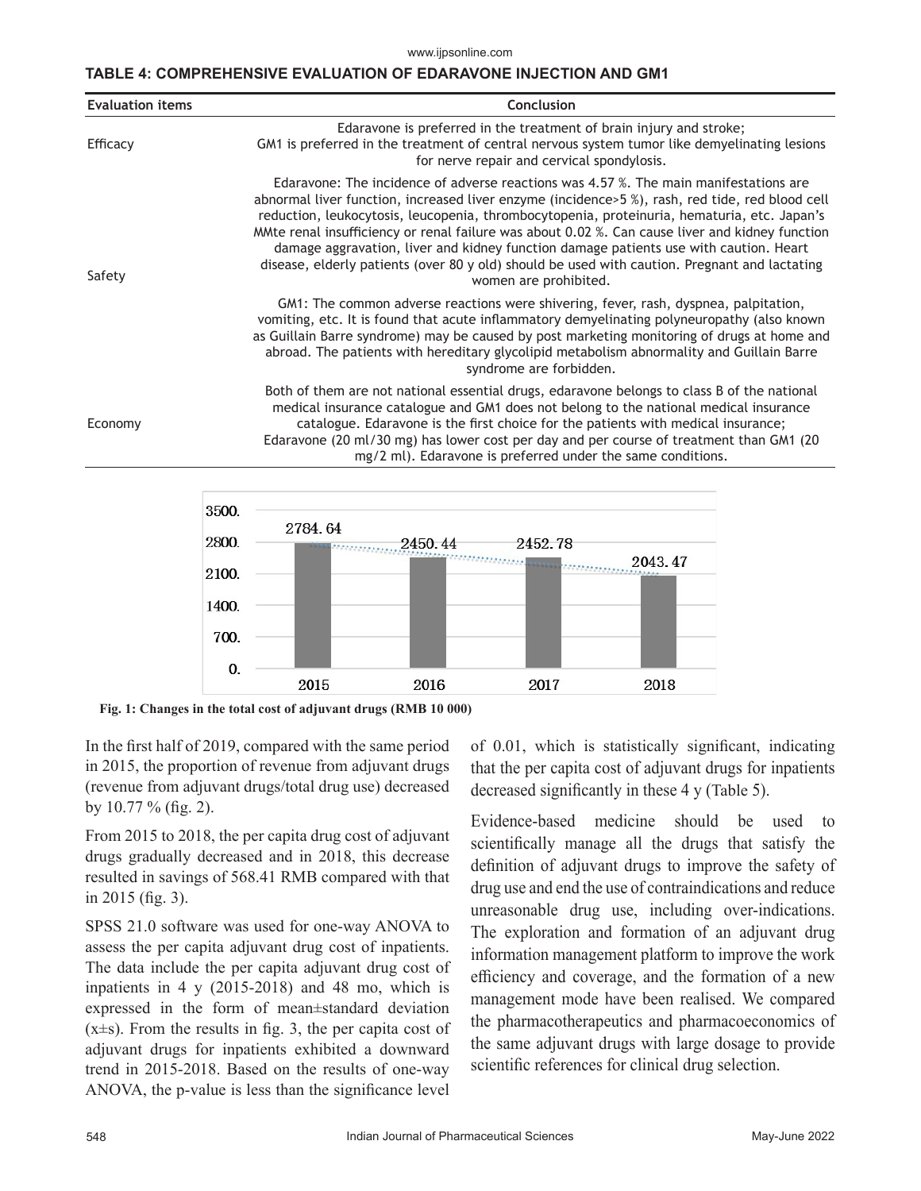**TABLE 4: COMPREHENSIVE EVALUATION OF EDARAVONE INJECTION AND GM1**

| Evaluation items | Conclusion |
|---|---|
| Efficacy | Edaravone is preferred in the treatment of brain injury and stroke; GM1 is preferred in the treatment of central nervous system tumor like demyelinating lesions for nerve repair and cervical spondylosis. |
| Safety | Edaravone: The incidence of adverse reactions was 4.57 %. The main manifestations are abnormal liver function, increased liver enzyme (incidence>5 %), rash, red tide, red blood cell reduction, leukocytosis, leucopenia, thrombocytopenia, proteinuria, hematuria, etc. Japan's MMte renal insufficiency or renal failure was about 0.02 %. Can cause liver and kidney function damage aggravation, liver and kidney function damage patients use with caution. Heart disease, elderly patients (over 80 y old) should be used with caution. Pregnant and lactating women are prohibited. GM1: The common adverse reactions were shivering, fever, rash, dyspnea, palpitation, vomiting, etc. It is found that acute inflammatory demyelinating polyneuropathy (also known as Guillain Barre syndrome) may be caused by post marketing monitoring of drugs at home and abroad. The patients with hereditary glycolipid metabolism abnormality and Guillain Barre syndrome are forbidden. |
| Economy | Both of them are not national essential drugs, edaravone belongs to class B of the national medical insurance catalogue and GM1 does not belong to the national medical insurance catalogue. Edaravone is the first choice for the patients with medical insurance; Edaravone (20 ml/30 mg) has lower cost per day and per course of treatment than GM1 (20 mg/2 ml). Edaravone is preferred under the same conditions. |

Fig. 1: Changes in the total cost of adjuvant drugs (RMB 10 000)

In the first half of 2019, compared with the same period in 2015, the proportion of revenue from adjuvant drugs (revenue from adjuvant drugs/total drug use) decreased by 10.77 % (fig. 2).

From 2015 to 2018, the per capita drug cost of adjuvant drugs gradually decreased and in 2018, this decrease resulted in savings of 568.41 RMB compared with that in 2015 (fig. 3).

SPSS 21.0 software was used for one-way ANOVA to assess the per capita adjuvant drug cost of inpatients. The data include the per capita adjuvant drug cost of inpatients in 4 y (2015-2018) and 48 mo, which is expressed in the form of mean±standard deviation ($x \pm s$). From the results in fig. 3, the per capita cost of adjuvant drugs for inpatients exhibited a downward trend in 2015-2018. Based on the results of one-way ANOVA, the p-value is less than the significance level of 0.01, which is statistically significant, indicating that the per capita cost of adjuvant drugs for inpatients decreased significantly in these 4 y (Table 5).

Evidence-based medicine should be used to scientifically manage all the drugs that satisfy the definition of adjuvant drugs to improve the safety of drug use and end the use of contraindications and reduce unreasonable drug use, including over-indications. The exploration and formation of an adjuvant drug information management platform to improve the work efficiency and coverage, and the formation of a new management mode have been realised. We compared the pharmacotherapeutics and pharmacoeconomics of the same adjuvant drugs with large dosage to provide scientific references for clinical drug selection.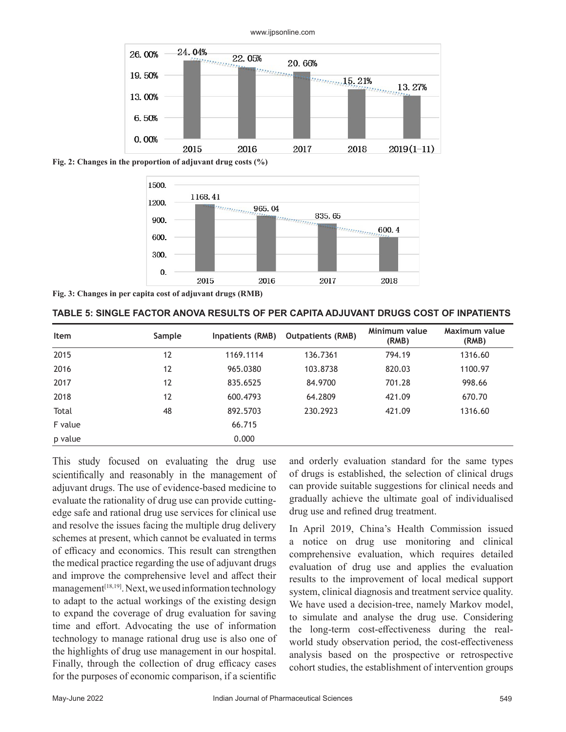Fig. 2: Changes in the proportion of adjuvant drug costs (%)

Fig. 3: Changes in per capita cost of adjuvant drugs (RMB)

**TABLE 5: SINGLE FACTOR ANOVA RESULTS OF PER CAPITA ADJUVANT DRUGS COST OF INPATIENTS**

| Item | Sample | Inpatients (RMB) | Outpatients (RMB) | Minimum value (RMB) | Maximum value (RMB) |
|---|---|---|---|---|---|
| 2015 | 12 | 1169.1114 | 136.7361 | 794.19 | 1316.60 |
| 2016 | 12 | 965.0380 | 103.8738 | 820.03 | 1100.97 |
| 2017 | 12 | 835.6525 | 84.9700 | 701.28 | 998.66 |
| 2018 | 12 | 600.4793 | 64.2809 | 421.09 | 670.70 |
| Total | 48 | 892.5703 | 230.2923 | 421.09 | 1316.60 |
| F value | | 66.715 | | | |
| p value | | 0.000 | | | |

This study focused on evaluating the drug use scientifically and reasonably in the management of adjuvant drugs. The use of evidence-based medicine to evaluate the rationality of drug use can provide cutting-edge safe and rational drug use services for clinical use and resolve the issues facing the multiple drug delivery schemes at present, which cannot be evaluated in terms of efficacy and economics. This result can strengthen the medical practice regarding the use of adjuvant drugs and improve the comprehensive level and affect their management[18,19]. Next, we used information technology to adapt to the actual workings of the existing design to expand the coverage of drug evaluation for saving time and effort. Advocating the use of information technology to manage rational drug use is also one of the highlights of drug use management in our hospital. Finally, through the collection of drug efficacy cases for the purposes of economic comparison, if a scientific and orderly evaluation standard for the same types of drugs is established, the selection of clinical drugs can provide suitable suggestions for clinical needs and gradually achieve the ultimate goal of individualised drug use and refined drug treatment.

In April 2019, China's Health Commission issued a notice on drug use monitoring and clinical comprehensive evaluation, which requires detailed evaluation of drug use and applies the evaluation results to the improvement of local medical support system, clinical diagnosis and treatment service quality. We have used a decision-tree, namely Markov model, to simulate and analyse the drug use. Considering the long-term cost-effectiveness during the real-world study observation period, the cost-effectiveness analysis based on the prospective or retrospective cohort studies, the establishment of intervention groups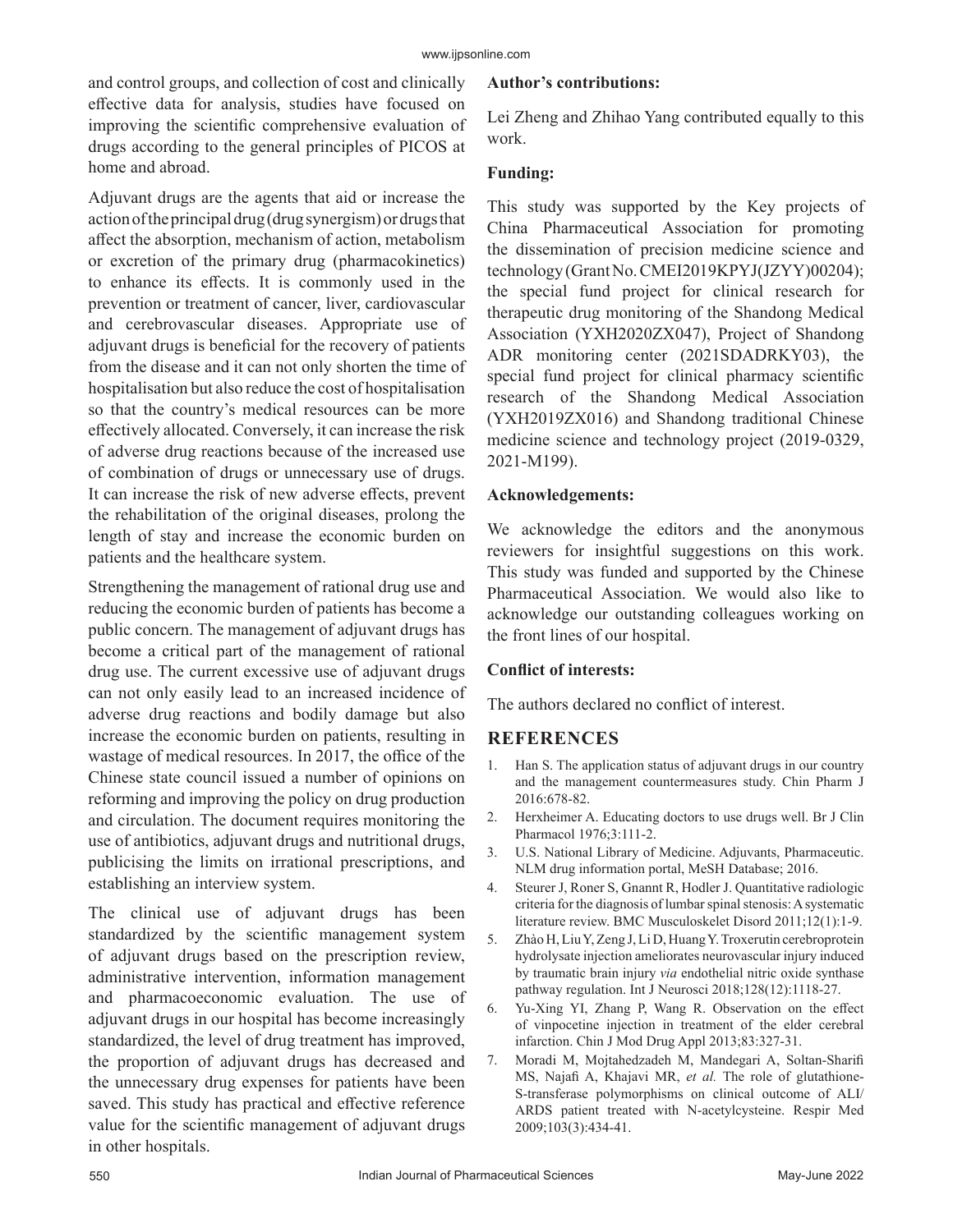and control groups, and collection of cost and clinically effective data for analysis, studies have focused on improving the scientific comprehensive evaluation of drugs according to the general principles of PICOS at home and abroad.

Adjuvant drugs are the agents that aid or increase the action of the principal drug (drug synergism) or drugs that affect the absorption, mechanism of action, metabolism or excretion of the primary drug (pharmacokinetics) to enhance its effects. It is commonly used in the prevention or treatment of cancer, liver, cardiovascular and cerebrovascular diseases. Appropriate use of adjuvant drugs is beneficial for the recovery of patients from the disease and it can not only shorten the time of hospitalisation but also reduce the cost of hospitalisation so that the country's medical resources can be more effectively allocated. Conversely, it can increase the risk of adverse drug reactions because of the increased use of combination of drugs or unnecessary use of drugs. It can increase the risk of new adverse effects, prevent the rehabilitation of the original diseases, prolong the length of stay and increase the economic burden on patients and the healthcare system.

Strengthening the management of rational drug use and reducing the economic burden of patients has become a public concern. The management of adjuvant drugs has become a critical part of the management of rational drug use. The current excessive use of adjuvant drugs can not only easily lead to an increased incidence of adverse drug reactions and bodily damage but also increase the economic burden on patients, resulting in wastage of medical resources. In 2017, the office of the Chinese state council issued a number of opinions on reforming and improving the policy on drug production and circulation. The document requires monitoring the use of antibiotics, adjuvant drugs and nutritional drugs, publicising the limits on irrational prescriptions, and establishing an interview system.

The clinical use of adjuvant drugs has been standardized by the scientific management system of adjuvant drugs based on the prescription review, administrative intervention, information management and pharmacoeconomic evaluation. The use of adjuvant drugs in our hospital has become increasingly standardized, the level of drug treatment has improved, the proportion of adjuvant drugs has decreased and the unnecessary drug expenses for patients have been saved. This study has practical and effective reference value for the scientific management of adjuvant drugs in other hospitals.

**Author's contributions:**

Lei Zheng and Zhihao Yang contributed equally to this work.

**Funding:**

This study was supported by the Key projects of China Pharmaceutical Association for promoting the dissemination of precision medicine science and technology (Grant No. CMEI2019KPYJ(JZYY)00204); the special fund project for clinical research for therapeutic drug monitoring of the Shandong Medical Association (YXH2020ZX047), Project of Shandong ADR monitoring center (2021SDADRKY03), the special fund project for clinical pharmacy scientific research of the Shandong Medical Association (YXH2019ZX016) and Shandong traditional Chinese medicine science and technology project (2019-0329, 2021-M199).

**Acknowledgements:**

We acknowledge the editors and the anonymous reviewers for insightful suggestions on this work. This study was funded and supported by the Chinese Pharmaceutical Association. We would also like to acknowledge our outstanding colleagues working on the front lines of our hospital.

**Conflict of interests:**

The authors declared no conflict of interest.

## REFERENCES

1. Han S. The application status of adjuvant drugs in our country and the management countermeasures study. Chin Pharm J 2016:678-82.
2. Herxheimer A. Educating doctors to use drugs well. Br J Clin Pharmacol 1976;3:111-2.
3. U.S. National Library of Medicine. Adjuvants, Pharmaceutic. NLM drug information portal, MeSH Database; 2016.
4. Steurer J, Roner S, Gnannt R, Hodler J. Quantitative radiologic criteria for the diagnosis of lumbar spinal stenosis: A systematic literature review. BMC Musculoskelet Disord 2011;12(1):1-9.
5. Zhào H, Liu Y, Zeng J, Li D, Huang Y. Troxerutin cerebroprotein hydrolysate injection ameliorates neurovascular injury induced by traumatic brain injury *via* endothelial nitric oxide synthase pathway regulation. Int J Neurosci 2018;128(12):1118-27.
6. Yu-Xing YI, Zhang P, Wang R. Observation on the effect of vinpocetine injection in treatment of the elder cerebral infarction. Chin J Mod Drug Appl 2013;83:327-31.
7. Moradi M, Mojtahedzadeh M, Mandegari A, Soltan-Sharifi MS, Najafi A, Khajavi MR, *et al.* The role of glutathione-S-transferase polymorphisms on clinical outcome of ALI/ARDS patient treated with N-acetylcysteine. Respir Med 2009;103(3):434-41.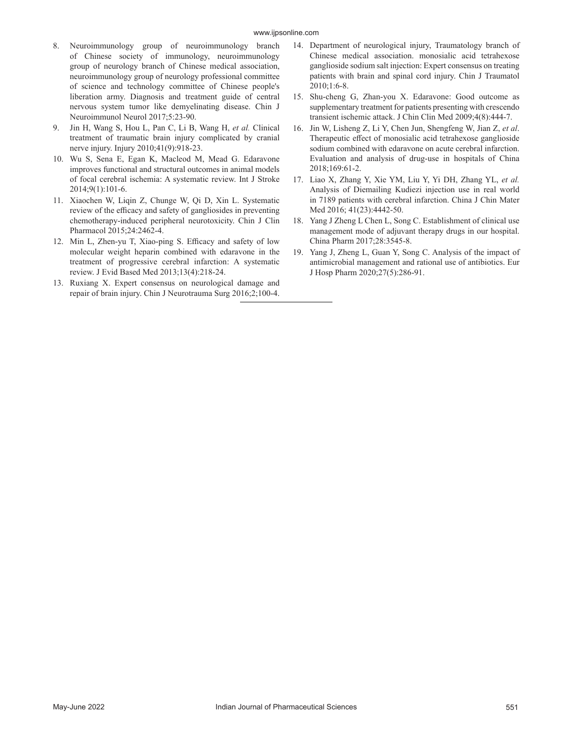8. Neuroimmunology group of neuroimmunology branch of Chinese society of immunology, neuroimmunology group of neurology branch of Chinese medical association, neuroimmunology group of neurology professional committee of science and technology committee of Chinese people's liberation army. Diagnosis and treatment guide of central nervous system tumor like demyelinating disease. Chin J Neuroimmunol Neurol 2017;5:23-90.
9. Jin H, Wang S, Hou L, Pan C, Li B, Wang H, *et al.* Clinical treatment of traumatic brain injury complicated by cranial nerve injury. Injury 2010;41(9):918-23.
10. Wu S, Sena E, Egan K, Macleod M, Mead G. Edaravone improves functional and structural outcomes in animal models of focal cerebral ischemia: A systematic review. Int J Stroke 2014;9(1):101-6.
11. Xiaochen W, Liqin Z, Chunge W, Qi D, Xin L. Systematic review of the efficacy and safety of gangliosides in preventing chemotherapy-induced peripheral neurotoxicity. Chin J Clin Pharmacol 2015;24:2462-4.
12. Min L, Zhen-yu T, Xiao-ping S. Efficacy and safety of low molecular weight heparin combined with edaravone in the treatment of progressive cerebral infarction: A systematic review. J Evid Based Med 2013;13(4):218-24.
13. Ruxiang X. Expert consensus on neurological damage and repair of brain injury. Chin J Neurotrauma Surg 2016;2;100-4.
14. Department of neurological injury, Traumatology branch of Chinese medical association. monosialic acid tetrahexose ganglioside sodium salt injection: Expert consensus on treating patients with brain and spinal cord injury. Chin J Traumatol 2010;1:6-8.
15. Shu-cheng G, Zhan-you X. Edaravone: Good outcome as supplementary treatment for patients presenting with crescendo transient ischemic attack. J Chin Clin Med 2009;4(8):444-7.
16. Jin W, Lisheng Z, Li Y, Chen Jun, Shengfeng W, Jian Z, *et al*. Therapeutic effect of monosialic acid tetrahexose ganglioside sodium combined with edaravone on acute cerebral infarction. Evaluation and analysis of drug-use in hospitals of China 2018;169:61-2.
17. Liao X, Zhang Y, Xie YM, Liu Y, Yi DH, Zhang YL, *et al.* Analysis of Diemailing Kudiezi injection use in real world in 7189 patients with cerebral infarction. China J Chin Mater Med 2016; 41(23):4442-50.
18. Yang J Zheng L Chen L, Song C. Establishment of clinical use management mode of adjuvant therapy drugs in our hospital. China Pharm 2017;28:3545-8.
19. Yang J, Zheng L, Guan Y, Song C. Analysis of the impact of antimicrobial management and rational use of antibiotics. Eur J Hosp Pharm 2020;27(5):286-91.